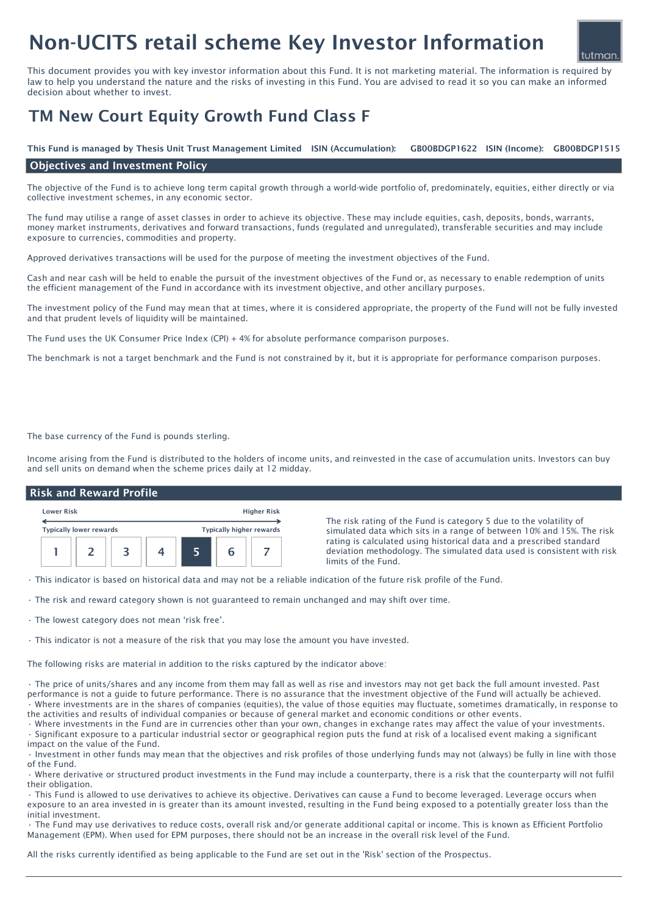# Non-UCITS retail scheme Key Investor Information

This document provides you with key investor information about this Fund. It is not marketing material. The information is required by law to help you understand the nature and the risks of investing in this Fund. You are advised to read it so you can make an informed decision about whether to invest.

## TM New Court Equity Growth Fund Class F

**This Fund is managed by Thesis Unit Trust Management Limited ISIN (Accumulation): GB00BDGP1622 ISIN (Income): GB00BDGP1515**

### Objectives and Investment Policy

The objective of the Fund is to achieve long term capital growth through a world-wide portfolio of, predominately, equities, either directly or via collective investment schemes, in any economic sector.

The fund may utilise a range of asset classes in order to achieve its objective. These may include equities, cash, deposits, bonds, warrants, money market instruments, derivatives and forward transactions, funds (regulated and unregulated), transferable securities and may include exposure to currencies, commodities and property.

Approved derivatives transactions will be used for the purpose of meeting the investment objectives of the Fund.

Cash and near cash will be held to enable the pursuit of the investment objectives of the Fund or, as necessary to enable redemption of units the efficient management of the Fund in accordance with its investment objective, and other ancillary purposes.

The investment policy of the Fund may mean that at times, where it is considered appropriate, the property of the Fund will not be fully invested and that prudent levels of liquidity will be maintained.

The Fund uses the UK Consumer Price Index (CPI) + 4% for absolute performance comparison purposes.

The benchmark is not a target benchmark and the Fund is not constrained by it, but it is appropriate for performance comparison purposes.

The base currency of the Fund is pounds sterling.

Income arising from the Fund is distributed to the holders of income units, and reinvested in the case of accumulation units. Investors can buy and sell units on demand when the scheme prices daily at 12 midday.

### Risk and Reward Profile

| Lower Risk | | | | | | Higher Risk |
|---|---|---|---|---|---|---|
| Typically lower rewards | | | | | | Typically higher rewards |
| 1 | 2 | 3 | 4 | **5** | 6 | 7 |

The risk rating of the Fund is category 5 due to the volatility of simulated data which sits in a range of between 10% and 15%. The risk rating is calculated using historical data and a prescribed standard deviation methodology. The simulated data used is consistent with risk limits of the Fund.

- This indicator is based on historical data and may not be a reliable indication of the future risk profile of the Fund.
- The risk and reward category shown is not guaranteed to remain unchanged and may shift over time.
- The lowest category does not mean 'risk free'.
- This indicator is not a measure of the risk that you may lose the amount you have invested.

The following risks are material in addition to the risks captured by the indicator above:

- The price of units/shares and any income from them may fall as well as rise and investors may not get back the full amount invested. Past performance is not a guide to future performance. There is no assurance that the investment objective of the Fund will actually be achieved.
- Where investments are in the shares of companies (equities), the value of those equities may fluctuate, sometimes dramatically, in response to the activities and results of individual companies or because of general market and economic conditions or other events.
- Where investments in the Fund are in currencies other than your own, changes in exchange rates may affect the value of your investments.
- Significant exposure to a particular industrial sector or geographical region puts the fund at risk of a localised event making a significant impact on the value of the Fund.
- Investment in other funds may mean that the objectives and risk profiles of those underlying funds may not (always) be fully in line with those of the Fund.
- Where derivative or structured product investments in the Fund may include a counterparty, there is a risk that the counterparty will not fulfil their obligation.
- This Fund is allowed to use derivatives to achieve its objective. Derivatives can cause a Fund to become leveraged. Leverage occurs when exposure to an area invested in is greater than its amount invested, resulting in the Fund being exposed to a potentially greater loss than the initial investment.
- The Fund may use derivatives to reduce costs, overall risk and/or generate additional capital or income. This is known as Efficient Portfolio Management (EPM). When used for EPM purposes, there should not be an increase in the overall risk level of the Fund.

All the risks currently identified as being applicable to the Fund are set out in the 'Risk' section of the Prospectus.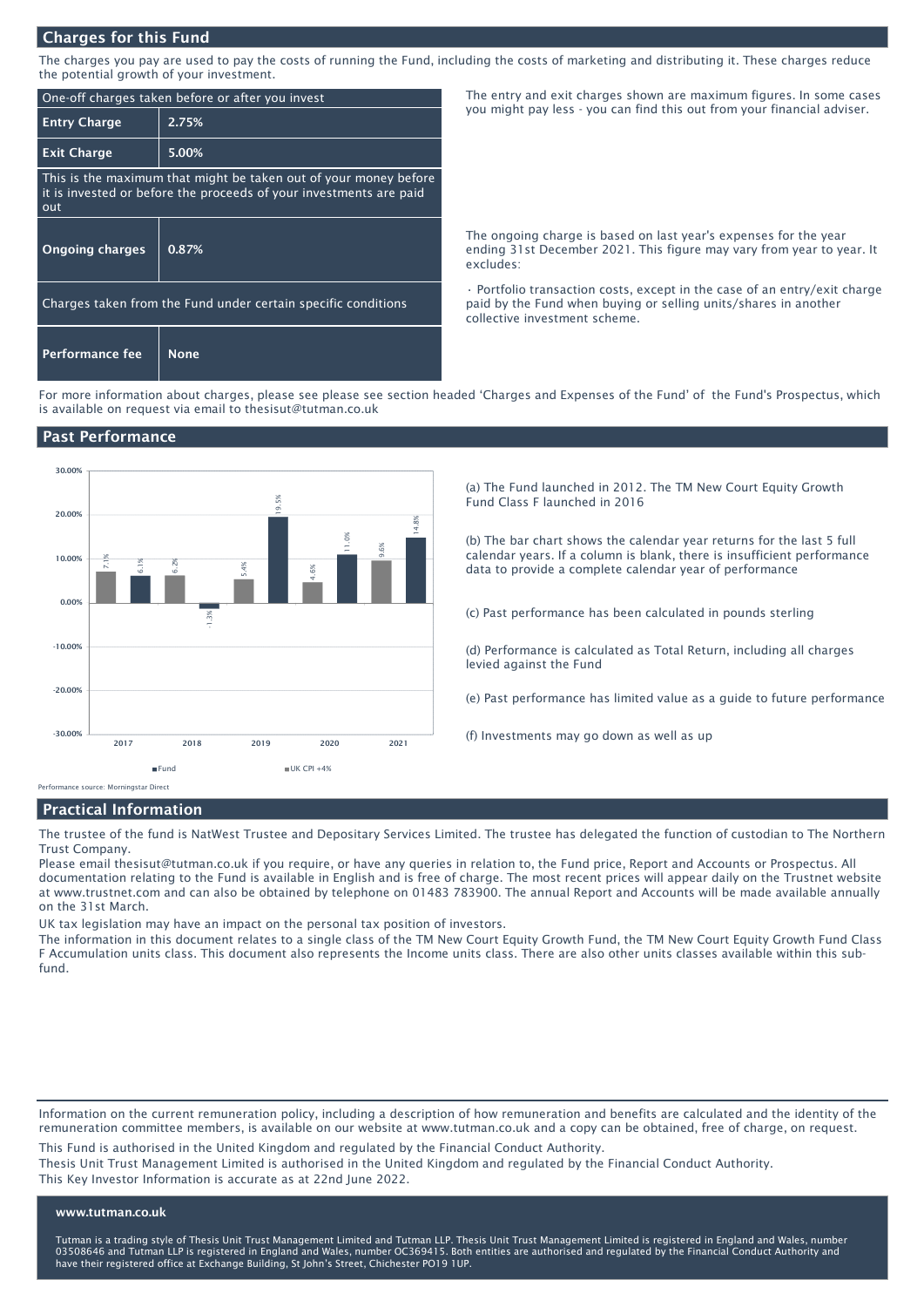## Charges for this Fund

The charges you pay are used to pay the costs of running the Fund, including the costs of marketing and distributing it. These charges reduce the potential growth of your investment.

| One-off charges taken before or after you invest | |
|---|---|
| **Entry Charge** | **2.75%** |
| **Exit Charge** | **5.00%** |
| This is the maximum that might be taken out of your money before it is invested or before the proceeds of your investments are paid out | |
| **Ongoing charges** | **0.87%** |
| Charges taken from the Fund under certain specific conditions | |
| **Performance fee** | **None** |

The entry and exit charges shown are maximum figures. In some cases you might pay less - you can find this out from your financial adviser.

The ongoing charge is based on last year's expenses for the year ending 31st December 2021. This figure may vary from year to year. It excludes:

- Portfolio transaction costs, except in the case of an entry/exit charge paid by the Fund when buying or selling units/shares in another collective investment scheme.

For more information about charges, please see please see section headed 'Charges and Expenses of the Fund' of the Fund's Prospectus, which is available on request via email to thesisut@tutman.co.uk

## Past Performance

30.00%
20.00%
10.00%
0.00%
-10.00%
-20.00%
-30.00%

7.1% 6.1% 6.2% -1.3% 5.4% 19.5% 4.6% 11.0% 9.6% 14.8%

2017 2018 2019 2020 2021

Fund
UK CPI +4%

Performance source: Morningstar Direct

(a) The Fund launched in 2012. The TM New Court Equity Growth Fund Class F launched in 2016

(b) The bar chart shows the calendar year returns for the last 5 full calendar years. If a column is blank, there is insufficient performance data to provide a complete calendar year of performance

(c) Past performance has been calculated in pounds sterling

(d) Performance is calculated as Total Return, including all charges levied against the Fund

(e) Past performance has limited value as a guide to future performance

(f) Investments may go down as well as up

## Practical Information

The trustee of the fund is NatWest Trustee and Depositary Services Limited. The trustee has delegated the function of custodian to The Northern Trust Company.

Please email thesisut@tutman.co.uk if you require, or have any queries in relation to, the Fund price, Report and Accounts or Prospectus. All documentation relating to the Fund is available in English and is free of charge. The most recent prices will appear daily on the Trustnet website at www.trustnet.com and can also be obtained by telephone on 01483 783900. The annual Report and Accounts will be made available annually on the 31st March.

UK tax legislation may have an impact on the personal tax position of investors.

The information in this document relates to a single class of the TM New Court Equity Growth Fund, the TM New Court Equity Growth Fund Class F Accumulation units class. This document also represents the Income units class. There are also other units classes available within this sub-fund.

Information on the current remuneration policy, including a description of how remuneration and benefits are calculated and the identity of the remuneration committee members, is available on our website at www.tutman.co.uk and a copy can be obtained, free of charge, on request.

This Fund is authorised in the United Kingdom and regulated by the Financial Conduct Authority.

Thesis Unit Trust Management Limited is authorised in the United Kingdom and regulated by the Financial Conduct Authority.

This Key Investor Information is accurate as at 22nd June 2022.

**www.tutman.co.uk**

Tutman is a trading style of Thesis Unit Trust Management Limited and Tutman LLP. Thesis Unit Trust Management Limited is registered in England and Wales, number 03508646 and Tutman LLP is registered in England and Wales, number OC369415. Both entities are authorised and regulated by the Financial Conduct Authority and have their registered office at Exchange Building, St John's Street, Chichester PO19 1UP.